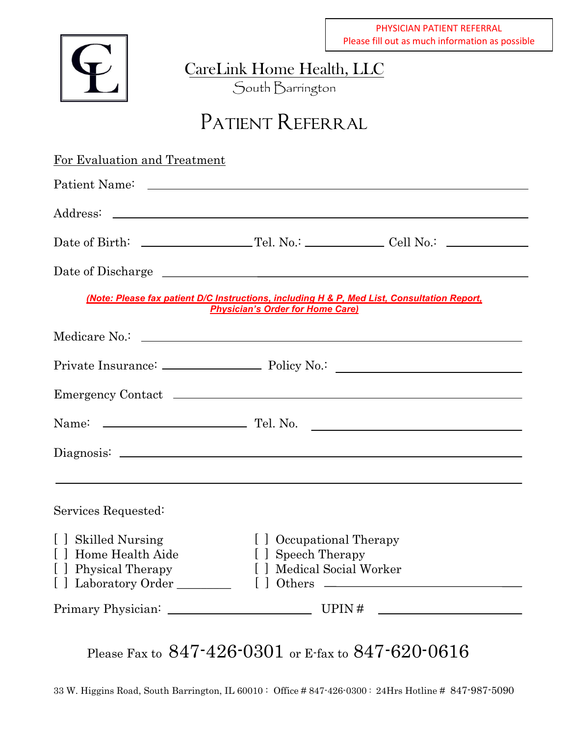PHYSICIAN PATIENT REFERRAL
Please fill out as much information as possible

CareLink Home Health, LLC
South Barrington

# Patient Referral

For Evaluation and Treatment

Patient Name: ______________________________

Address: ______________________________

Date of Birth: ____________ Tel. No.: ____________ Cell No.: ____________

Date of Discharge ______________________________

***(Note: Please fax patient D/C Instructions, including H & P, Med List, Consultation Report, Physician's Order for Home Care)***

Medicare No.: ______________________________

Private Insurance: ____________ Policy No.: ____________

Emergency Contact ______________________________

Name: ____________ Tel. No. ____________

Diagnosis: ______________________________

______________________________

Services Requested:

[ ] Skilled Nursing
[ ] Home Health Aide
[ ] Physical Therapy
[ ] Laboratory Order ________
[ ] Occupational Therapy
[ ] Speech Therapy
[ ] Medical Social Worker
[ ] Others ____________

Primary Physician: ____________ UPIN # ____________

Please Fax to 847-426-0301 or E-fax to 847-620-0616

33 W. Higgins Road, South Barrington, IL 60010 : Office # 847-426-0300 : 24Hrs Hotline # 847-987-5090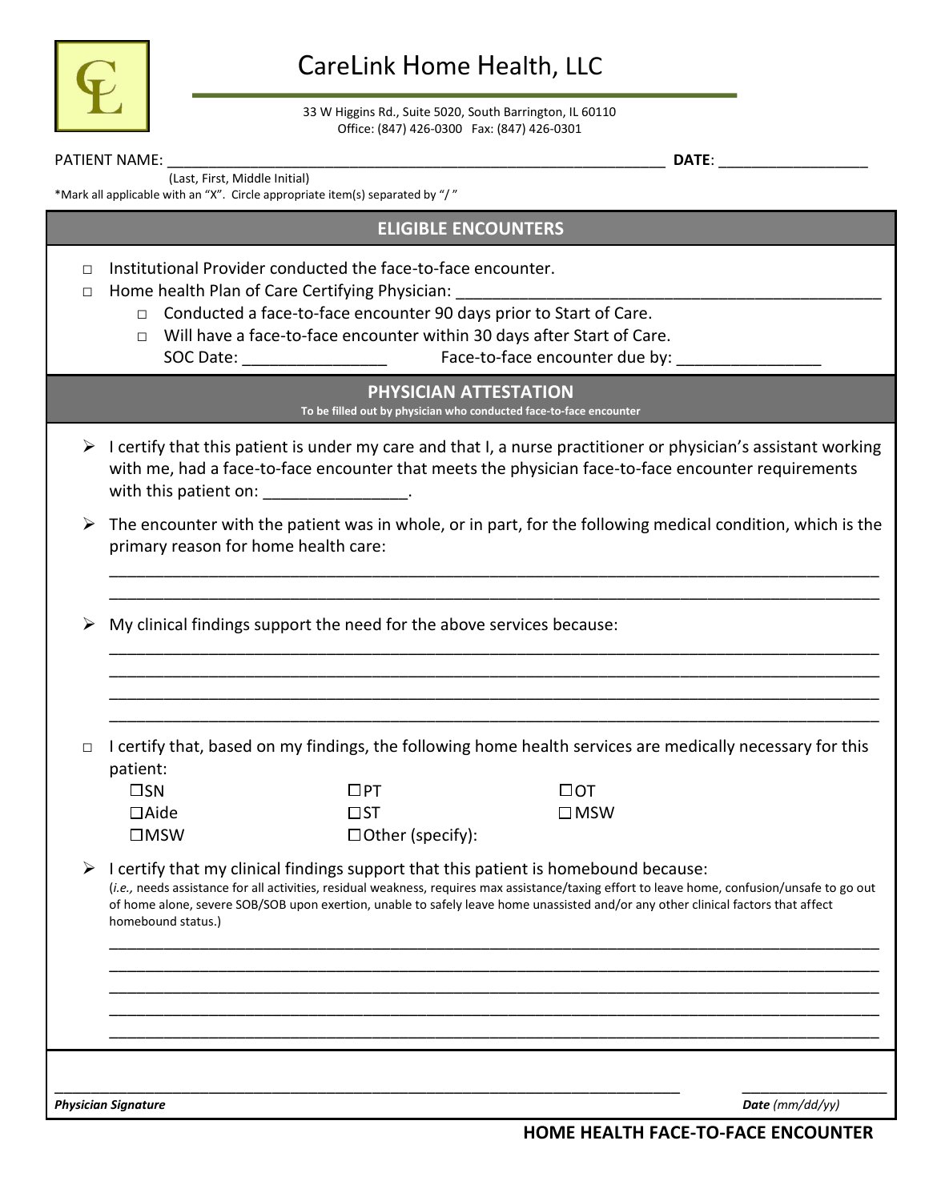# CareLink Home Health, LLC

33 W Higgins Rd., Suite 5020, South Barrington, IL 60110
Office: (847) 426-0300 Fax: (847) 426-0301

PATIENT NAME: ______________________________________________________________ **DATE**: __________________
(Last, First, Middle Initial)

*Mark all applicable with an "X". Circle appropriate item(s) separated by "/ "

## ELIGIBLE ENCOUNTERS

- ☐ Institutional Provider conducted the face-to-face encounter.
- ☐ Home health Plan of Care Certifying Physician: ________________________________________________
  - ☐ Conducted a face-to-face encounter 90 days prior to Start of Care.
  - ☐ Will have a face-to-face encounter within 30 days after Start of Care.
    SOC Date: ________________ Face-to-face encounter due by: ________________

## PHYSICIAN ATTESTATION

**To be filled out by physician who conducted face-to-face encounter**

- ➢ I certify that this patient is under my care and that I, a nurse practitioner or physician's assistant working with me, had a face-to-face encounter that meets the physician face-to-face encounter requirements with this patient on: ________________.
- ➢ The encounter with the patient was in whole, or in part, for the following medical condition, which is the primary reason for home health care:

  ___________________________________________________________________________________________
  ___________________________________________________________________________________________

- ➢ My clinical findings support the need for the above services because:

  ___________________________________________________________________________________________
  ___________________________________________________________________________________________
  ___________________________________________________________________________________________
  ___________________________________________________________________________________________

- ☐ I certify that, based on my findings, the following home health services are medically necessary for this patient:

  ☐SN ☐PT ☐OT
  ☐Aide ☐ST ☐MSW
  ☐MSW ☐Other (specify):

- ➢ I certify that my clinical findings support that this patient is homebound because:
  (*i.e.,* needs assistance for all activities, residual weakness, requires max assistance/taxing effort to leave home, confusion/unsafe to go out of home alone, severe SOB/SOB upon exertion, unable to safely leave home unassisted and/or any other clinical factors that affect homebound status.)

  ___________________________________________________________________________________________
  ___________________________________________________________________________________________
  ___________________________________________________________________________________________
  ___________________________________________________________________________________________
  ___________________________________________________________________________________________

_______________________________________________________________________________ ___________________
***Physician Signature*** ***Date*** *(mm/dd/yy)*

**HOME HEALTH FACE-TO-FACE ENCOUNTER**